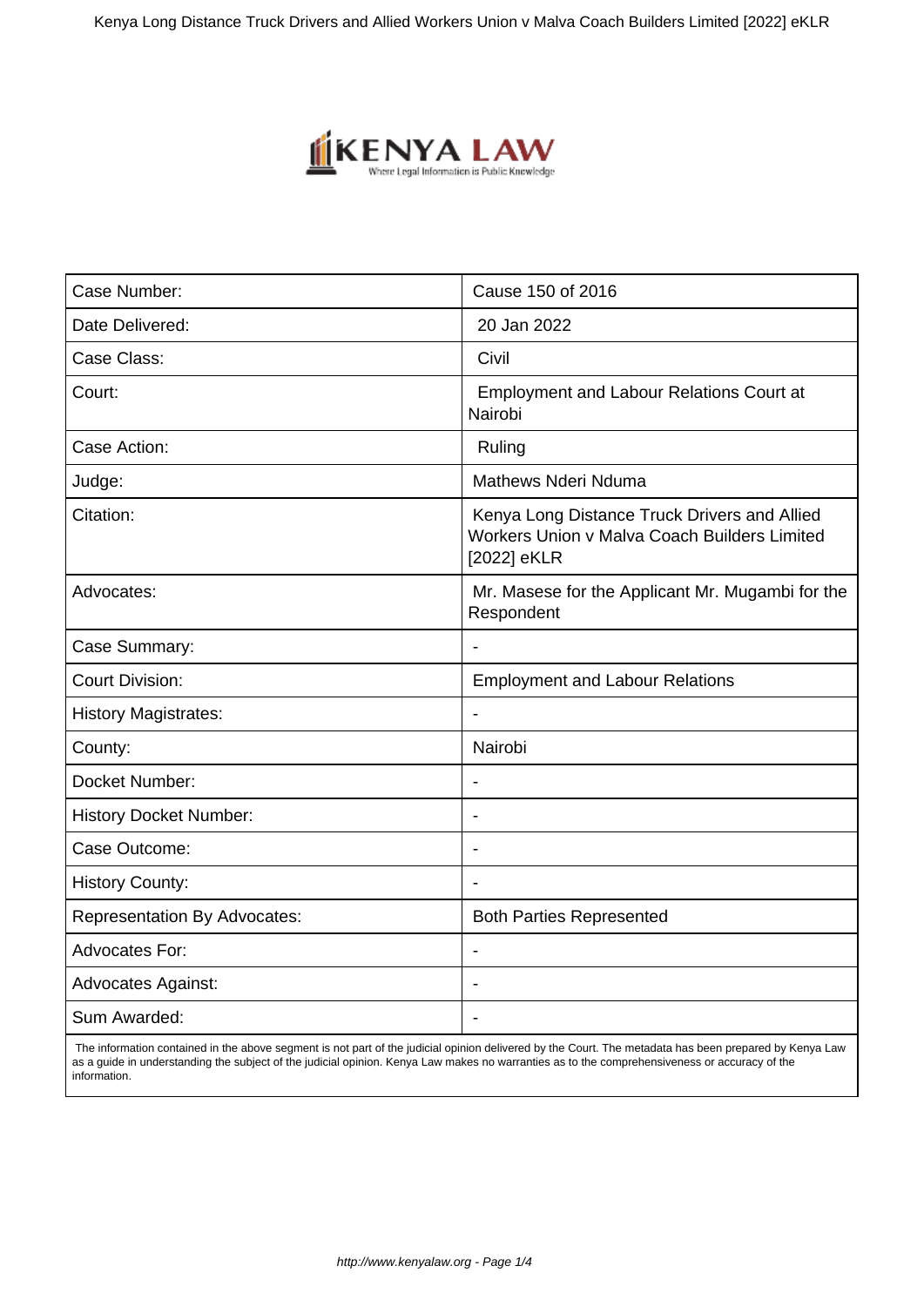| Case Number: | Cause 150 of 2016 |
|---|---|
| Date Delivered: | 20 Jan 2022 |
| Case Class: | Civil |
| Court: | Employment and Labour Relations Court at Nairobi |
| Case Action: | Ruling |
| Judge: | Mathews Nderi Nduma |
| Citation: | Kenya Long Distance Truck Drivers and Allied Workers Union v Malva Coach Builders Limited [2022] eKLR |
| Advocates: | Mr. Masese for the Applicant Mr. Mugambi for the Respondent |
| Case Summary: | - |
| Court Division: | Employment and Labour Relations |
| History Magistrates: | - |
| County: | Nairobi |
| Docket Number: | - |
| History Docket Number: | - |
| Case Outcome: | - |
| History County: | - |
| Representation By Advocates: | Both Parties Represented |
| Advocates For: | - |
| Advocates Against: | - |
| Sum Awarded: | - |

The information contained in the above segment is not part of the judicial opinion delivered by the Court. The metadata has been prepared by Kenya Law as a guide in understanding the subject of the judicial opinion. Kenya Law makes no warranties as to the comprehensiveness or accuracy of the information.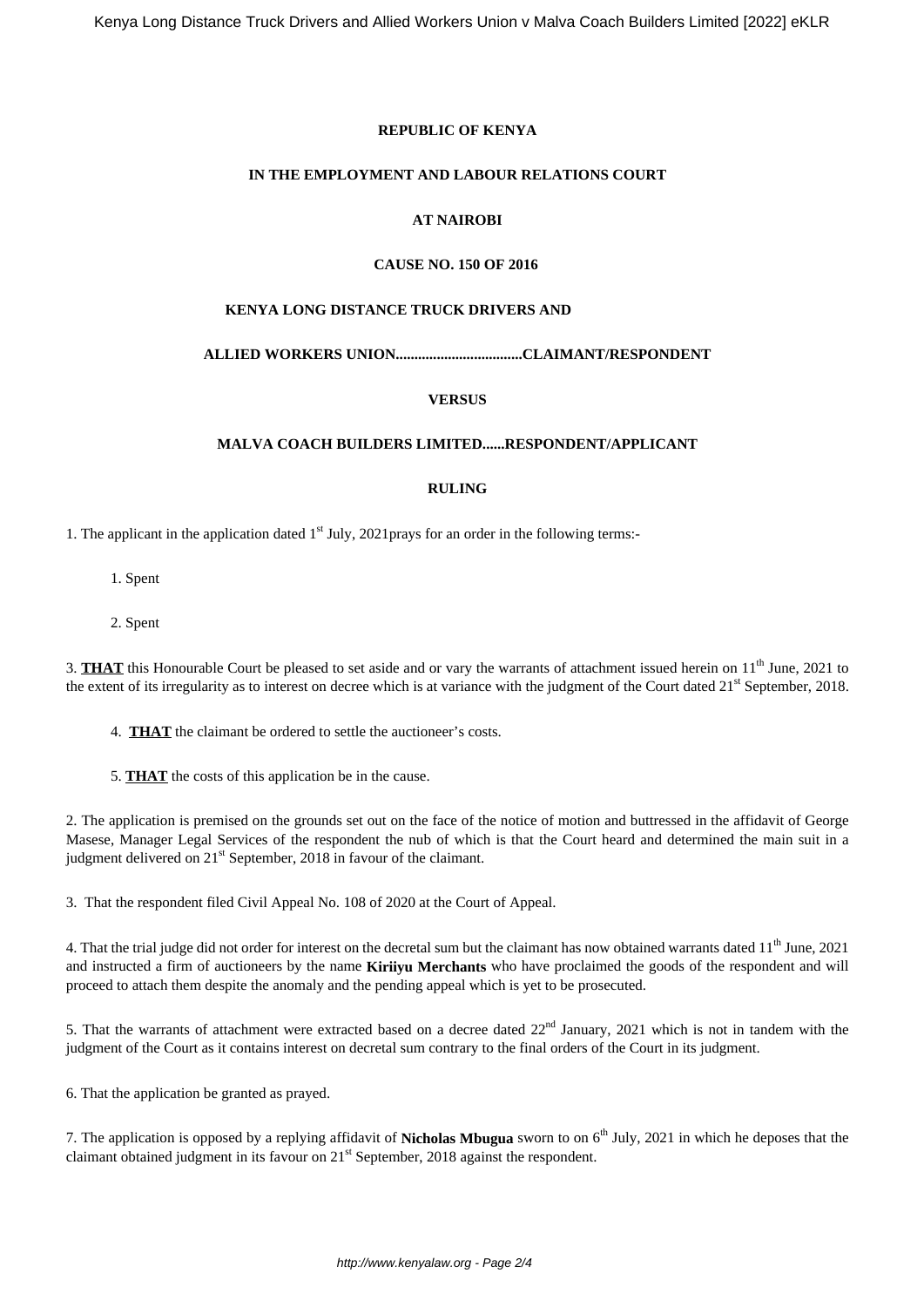**REPUBLIC OF KENYA**

**IN THE EMPLOYMENT AND LABOUR RELATIONS COURT**

**AT NAIROBI**

**CAUSE NO. 150 OF 2016**

**KENYA LONG DISTANCE TRUCK DRIVERS AND**

**ALLIED WORKERS UNION.................................CLAIMANT/RESPONDENT**

**VERSUS**

**MALVA COACH BUILDERS LIMITED......RESPONDENT/APPLICANT**

**RULING**

1. The applicant in the application dated 1st July, 2021prays for an order in the following terms:-

1. Spent

2. Spent

3. **THAT** this Honourable Court be pleased to set aside and or vary the warrants of attachment issued herein on 11th June, 2021 to the extent of its irregularity as to interest on decree which is at variance with the judgment of the Court dated 21st September, 2018.

4. **THAT** the claimant be ordered to settle the auctioneer's costs.

5. **THAT** the costs of this application be in the cause.

2. The application is premised on the grounds set out on the face of the notice of motion and buttressed in the affidavit of George Masese, Manager Legal Services of the respondent the nub of which is that the Court heard and determined the main suit in a judgment delivered on 21st September, 2018 in favour of the claimant.

3. That the respondent filed Civil Appeal No. 108 of 2020 at the Court of Appeal.

4. That the trial judge did not order for interest on the decretal sum but the claimant has now obtained warrants dated 11th June, 2021 and instructed a firm of auctioneers by the name **Kiriiyu Merchants** who have proclaimed the goods of the respondent and will proceed to attach them despite the anomaly and the pending appeal which is yet to be prosecuted.

5. That the warrants of attachment were extracted based on a decree dated 22nd January, 2021 which is not in tandem with the judgment of the Court as it contains interest on decretal sum contrary to the final orders of the Court in its judgment.

6. That the application be granted as prayed.

7. The application is opposed by a replying affidavit of **Nicholas Mbugua** sworn to on 6th July, 2021 in which he deposes that the claimant obtained judgment in its favour on 21st September, 2018 against the respondent.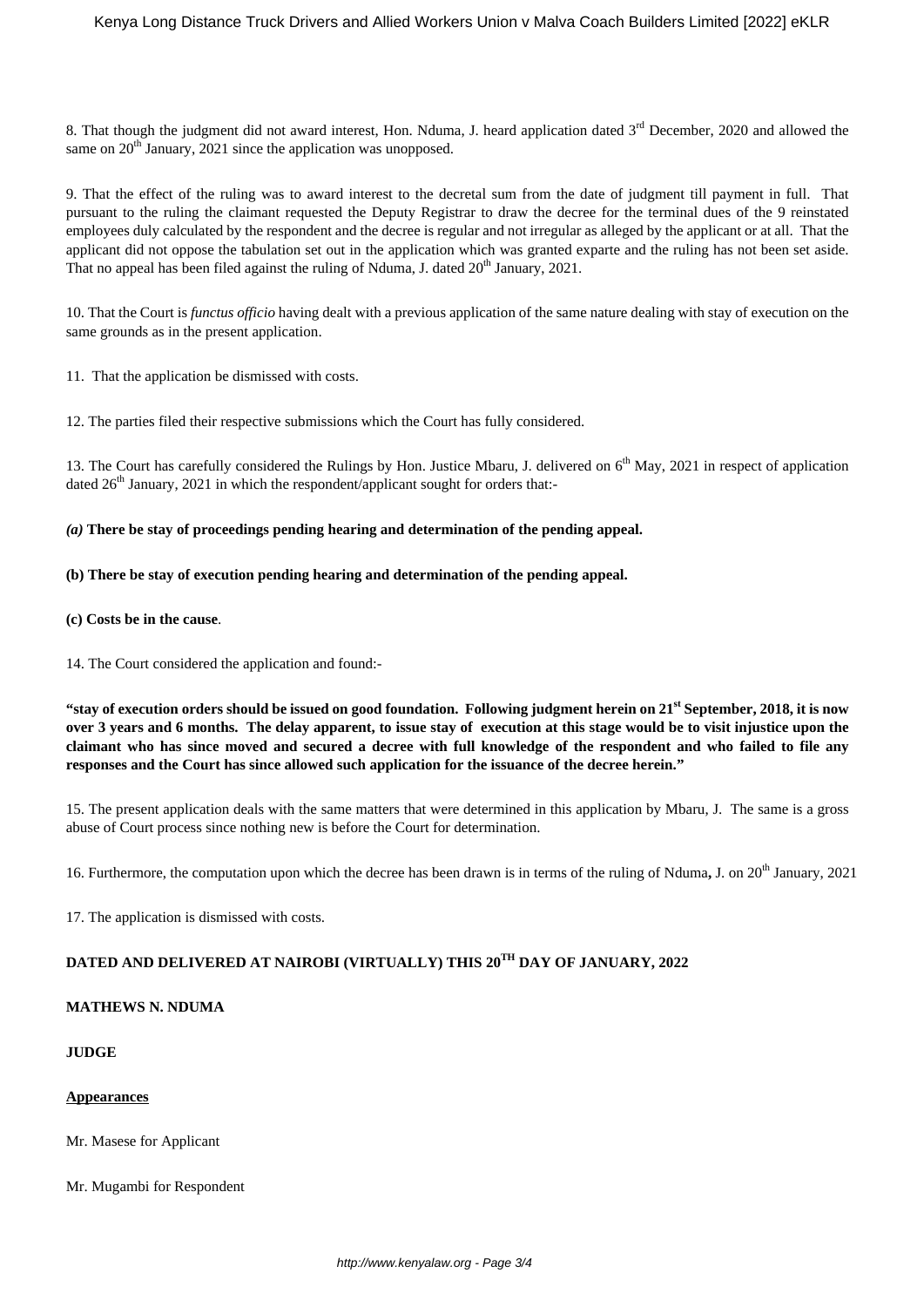8. That though the judgment did not award interest, Hon. Nduma, J. heard application dated 3rd December, 2020 and allowed the same on 20th January, 2021 since the application was unopposed.

9. That the effect of the ruling was to award interest to the decretal sum from the date of judgment till payment in full. That pursuant to the ruling the claimant requested the Deputy Registrar to draw the decree for the terminal dues of the 9 reinstated employees duly calculated by the respondent and the decree is regular and not irregular as alleged by the applicant or at all. That the applicant did not oppose the tabulation set out in the application which was granted exparte and the ruling has not been set aside. That no appeal has been filed against the ruling of Nduma, J. dated 20th January, 2021.

10. That the Court is *functus officio* having dealt with a previous application of the same nature dealing with stay of execution on the same grounds as in the present application.

11. That the application be dismissed with costs.

12. The parties filed their respective submissions which the Court has fully considered.

13. The Court has carefully considered the Rulings by Hon. Justice Mbaru, J. delivered on 6th May, 2021 in respect of application dated 26th January, 2021 in which the respondent/applicant sought for orders that:-

***(a)* There be stay of proceedings pending hearing and determination of the pending appeal.**

**(b) There be stay of execution pending hearing and determination of the pending appeal.**

**(c) Costs be in the cause**.

14. The Court considered the application and found:-

**"stay of execution orders should be issued on good foundation. Following judgment herein on 21st September, 2018, it is now over 3 years and 6 months. The delay apparent, to issue stay of execution at this stage would be to visit injustice upon the claimant who has since moved and secured a decree with full knowledge of the respondent and who failed to file any responses and the Court has since allowed such application for the issuance of the decree herein."**

15. The present application deals with the same matters that were determined in this application by Mbaru, J. The same is a gross abuse of Court process since nothing new is before the Court for determination.

16. Furthermore, the computation upon which the decree has been drawn is in terms of the ruling of Nduma**,** J. on 20th January, 2021

17. The application is dismissed with costs.

**DATED AND DELIVERED AT NAIROBI (VIRTUALLY) THIS 20TH DAY OF JANUARY, 2022**

**MATHEWS N. NDUMA**

**JUDGE**

**Appearances**

Mr. Masese for Applicant

Mr. Mugambi for Respondent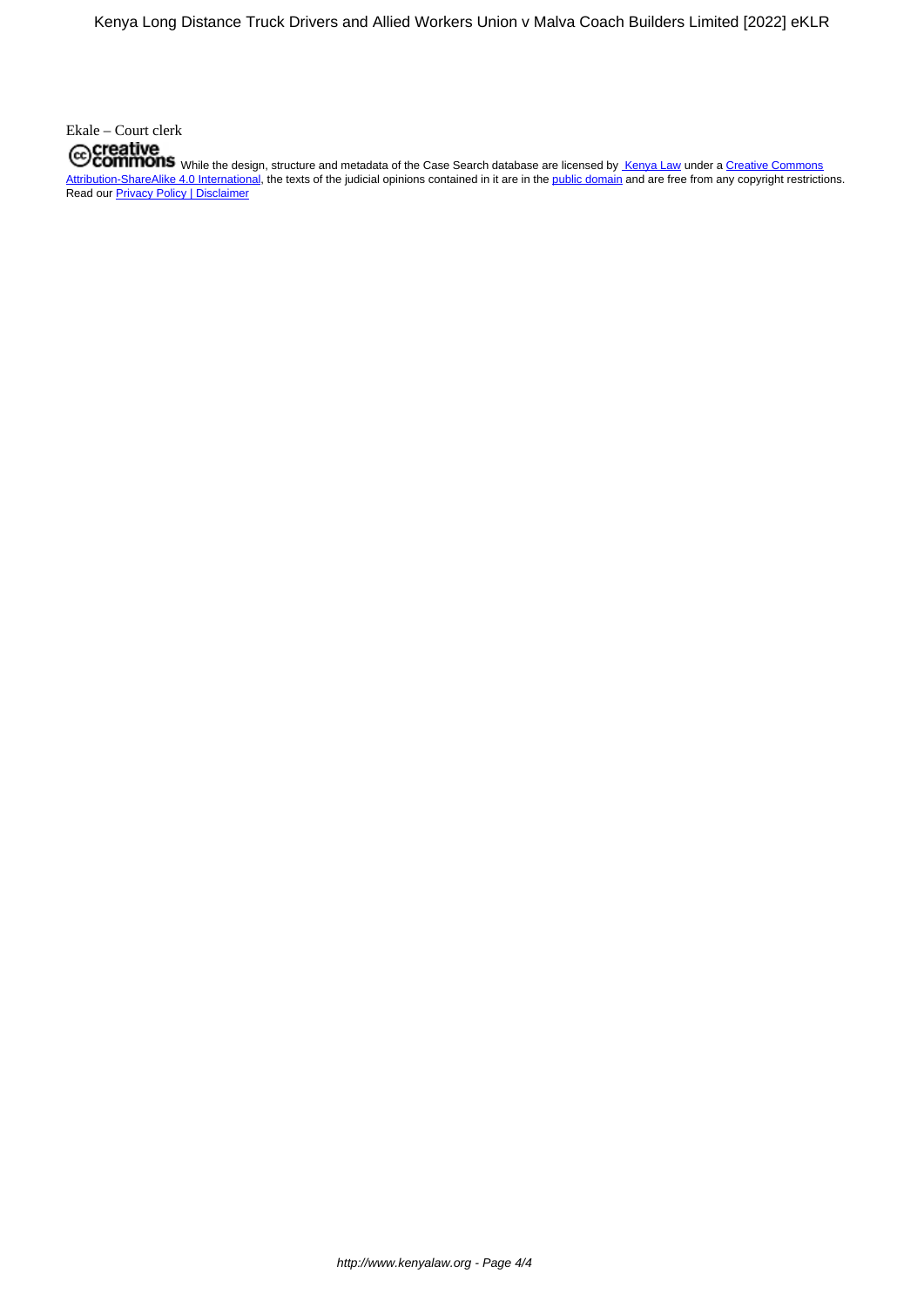Ekale – Court clerk

While the design, structure and metadata of the Case Search database are licensed by Kenya Law under a Creative Commons Attribution-ShareAlike 4.0 International, the texts of the judicial opinions contained in it are in the public domain and are free from any copyright restrictions. Read our Privacy Policy | Disclaimer